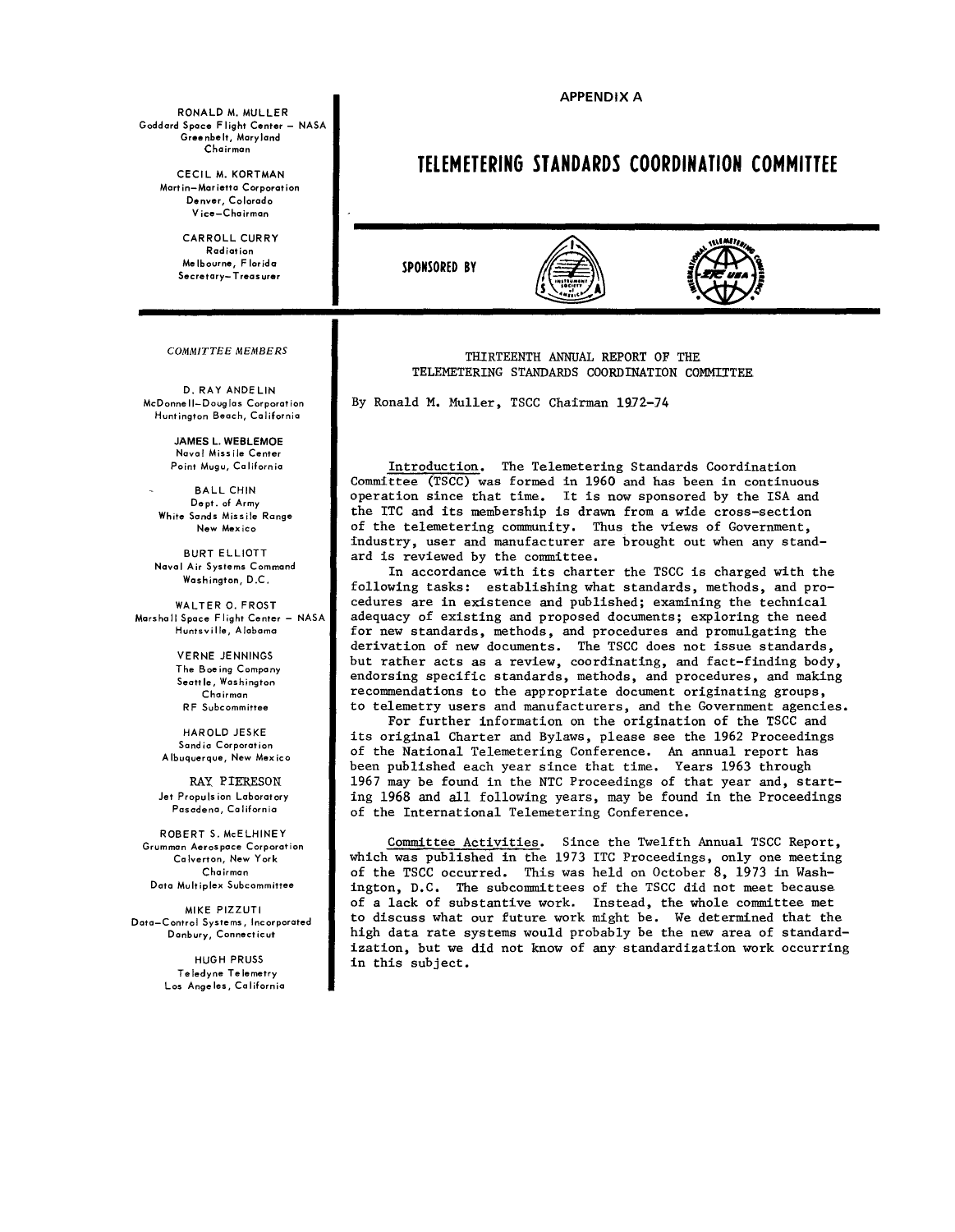APPENDIX A

RONALD M. MULLER
Goddard Space Flight Center – NASA
Greenbelt, Maryland
Chairman

CECIL M. KORTMAN
Martin–Marietta Corporation
Denver, Colorado
Vice–Chairman

CARROLL CURRY
Radiation
Melbourne, Florida
Secretary–Treasurer

# TELEMETERING STANDARDS COORDINATION COMMITTEE

SPONSORED BY

*COMMITTEE MEMBERS*

D. RAY ANDELIN
McDonnell–Douglas Corporation
Huntington Beach, California

JAMES L. WEBLEMOE
Naval Missile Center
Point Mugu, California

BALL CHIN
Dept. of Army
White Sands Missile Range
New Mexico

BURT ELLIOTT
Naval Air Systems Command
Washington, D.C.

WALTER O. FROST
Marshall Space Flight Center – NASA
Huntsville, Alabama

VERNE JENNINGS
The Boeing Company
Seattle, Washington
Chairman
RF Subcommittee

HAROLD JESKE
Sandia Corporation
Albuquerque, New Mexico

RAY PIERESON
Jet Propulsion Laboratory
Pasadena, California

ROBERT S. McELHINEY
Grumman Aerospace Corporation
Calverton, New York
Chairman
Data Multiplex Subcommittee

MIKE PIZZUTI
Data–Control Systems, Incorporated
Danbury, Connecticut

HUGH PRUSS
Teledyne Telemetry
Los Angeles, California

## THIRTEENTH ANNUAL REPORT OF THE TELEMETERING STANDARDS COORDINATION COMMITTEE

By Ronald M. Muller, TSCC Chairman 1972–74

Introduction. The Telemetering Standards Coordination Committee (TSCC) was formed in 1960 and has been in continuous operation since that time. It is now sponsored by the ISA and the ITC and its membership is drawn from a wide cross-section of the telemetering community. Thus the views of Government, industry, user and manufacturer are brought out when any standard is reviewed by the committee.

In accordance with its charter the TSCC is charged with the following tasks: establishing what standards, methods, and procedures are in existence and published; examining the technical adequacy of existing and proposed documents; exploring the need for new standards, methods, and procedures and promulgating the derivation of new documents. The TSCC does not issue standards, but rather acts as a review, coordinating, and fact-finding body, endorsing specific standards, methods, and procedures, and making recommendations to the appropriate document originating groups, to telemetry users and manufacturers, and the Government agencies.

For further information on the origination of the TSCC and its original Charter and Bylaws, please see the 1962 Proceedings of the National Telemetering Conference. An annual report has been published each year since that time. Years 1963 through 1967 may be found in the NTC Proceedings of that year and, starting 1968 and all following years, may be found in the Proceedings of the International Telemetering Conference.

Committee Activities. Since the Twelfth Annual TSCC Report, which was published in the 1973 ITC Proceedings, only one meeting of the TSCC occurred. This was held on October 8, 1973 in Washington, D.C. The subcommittees of the TSCC did not meet because of a lack of substantive work. Instead, the whole committee met to discuss what our future work might be. We determined that the high data rate systems would probably be the new area of standardization, but we did not know of any standardization work occurring in this subject.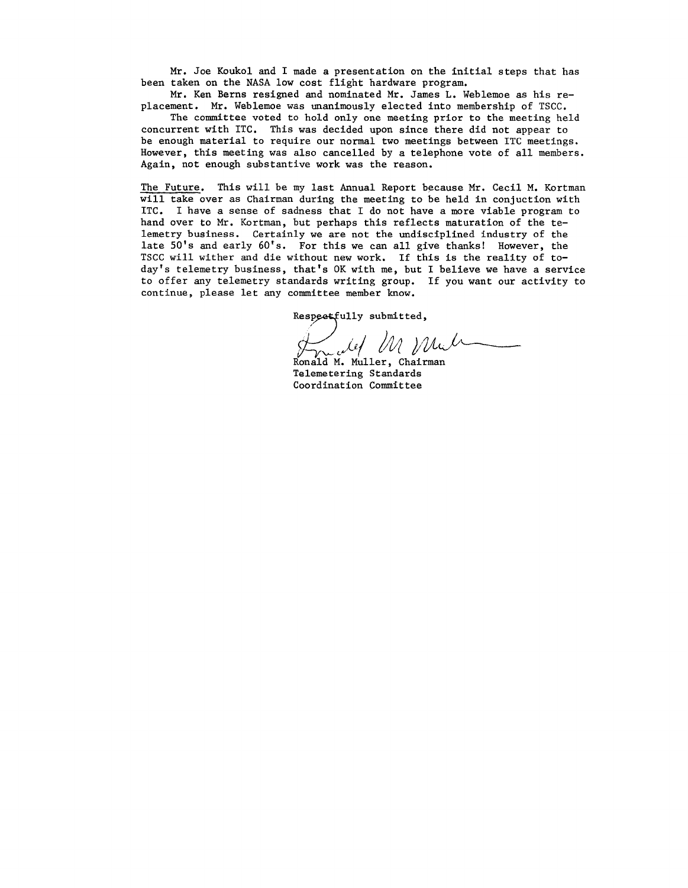Mr. Joe Koukol and I made a presentation on the initial steps that has been taken on the NASA low cost flight hardware program.

Mr. Ken Berns resigned and nominated Mr. James L. Weblemoe as his replacement. Mr. Weblemoe was unanimously elected into membership of TSCC.

The committee voted to hold only one meeting prior to the meeting held concurrent with ITC. This was decided upon since there did not appear to be enough material to require our normal two meetings between ITC meetings. However, this meeting was also cancelled by a telephone vote of all members. Again, not enough substantive work was the reason.

The Future. This will be my last Annual Report because Mr. Cecil M. Kortman will take over as Chairman during the meeting to be held in conjuction with ITC. I have a sense of sadness that I do not have a more viable program to hand over to Mr. Kortman, but perhaps this reflects maturation of the telemetry business. Certainly we are not the undisciplined industry of the late 50's and early 60's. For this we can all give thanks! However, the TSCC will wither and die without new work. If this is the reality of today's telemetry business, that's OK with me, but I believe we have a service to offer any telemetry standards writing group. If you want our activity to continue, please let any committee member know.

Respectfully submitted,

Ronald M. Muller, Chairman
Telemetering Standards
Coordination Committee